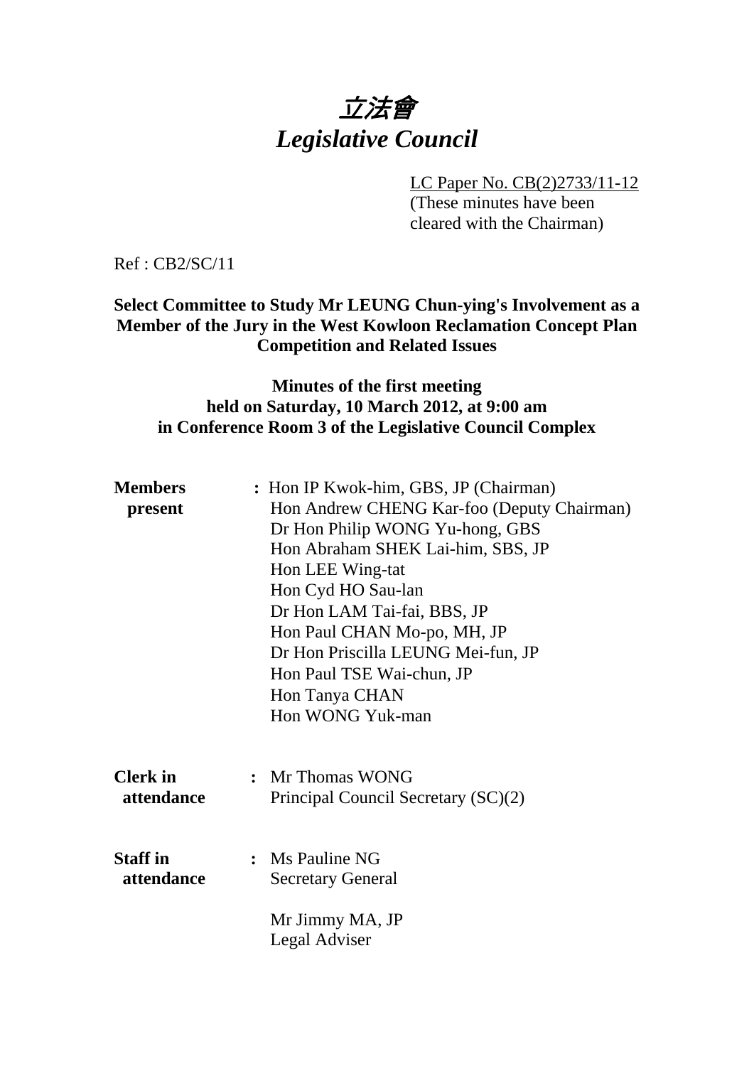# 立法會
# *Legislative Council*

LC Paper No. CB(2)2733/11-12
(These minutes have been cleared with the Chairman)

Ref : CB2/SC/11

**Select Committee to Study Mr LEUNG Chun-ying's Involvement as a Member of the Jury in the West Kowloon Reclamation Concept Plan Competition and Related Issues**

**Minutes of the first meeting held on Saturday, 10 March 2012, at 9:00 am in Conference Room 3 of the Legislative Council Complex**

**Members present** : Hon IP Kwok-him, GBS, JP (Chairman)
Hon Andrew CHENG Kar-foo (Deputy Chairman)
Dr Hon Philip WONG Yu-hong, GBS
Hon Abraham SHEK Lai-him, SBS, JP
Hon LEE Wing-tat
Hon Cyd HO Sau-lan
Dr Hon LAM Tai-fai, BBS, JP
Hon Paul CHAN Mo-po, MH, JP
Dr Hon Priscilla LEUNG Mei-fun, JP
Hon Paul TSE Wai-chun, JP
Hon Tanya CHAN
Hon WONG Yuk-man

**Clerk in attendance** : Mr Thomas WONG
Principal Council Secretary (SC)(2)

**Staff in attendance** : Ms Pauline NG
Secretary General

Mr Jimmy MA, JP
Legal Adviser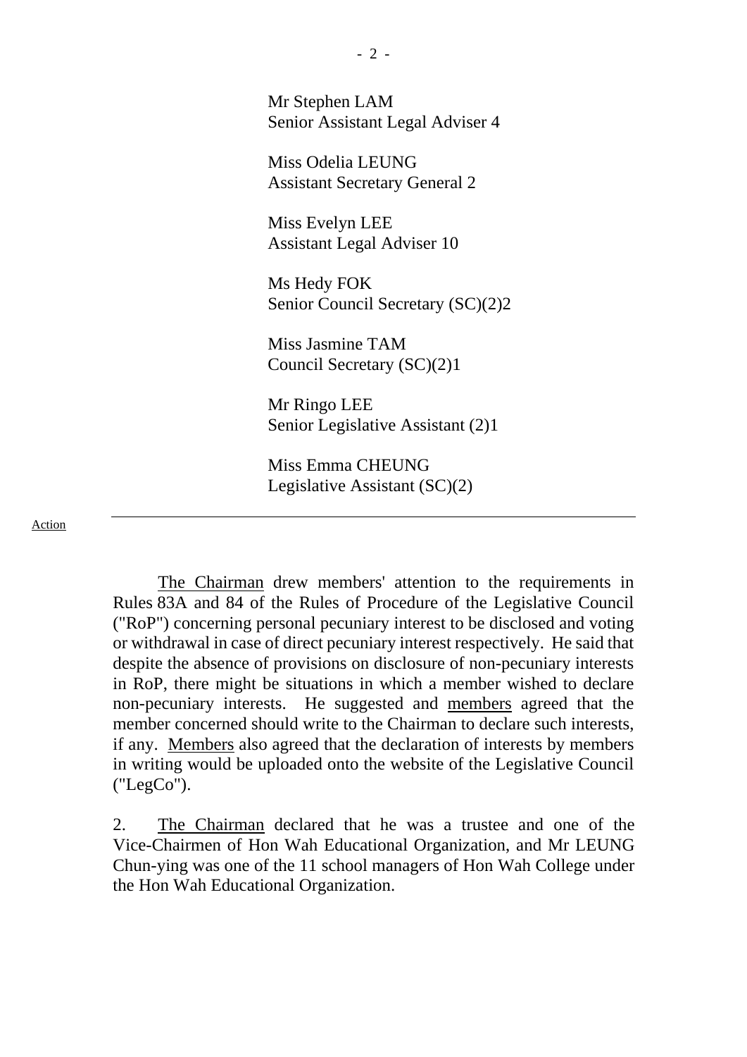Mr Stephen LAM
Senior Assistant Legal Adviser 4

Miss Odelia LEUNG
Assistant Secretary General 2

Miss Evelyn LEE
Assistant Legal Adviser 10

Ms Hedy FOK
Senior Council Secretary (SC)(2)2

Miss Jasmine TAM
Council Secretary (SC)(2)1

Mr Ringo LEE
Senior Legislative Assistant (2)1

Miss Emma CHEUNG
Legislative Assistant (SC)(2)

---

Action

The Chairman drew members' attention to the requirements in Rules 83A and 84 of the Rules of Procedure of the Legislative Council ("RoP") concerning personal pecuniary interest to be disclosed and voting or withdrawal in case of direct pecuniary interest respectively. He said that despite the absence of provisions on disclosure of non-pecuniary interests in RoP, there might be situations in which a member wished to declare non-pecuniary interests. He suggested and members agreed that the member concerned should write to the Chairman to declare such interests, if any. Members also agreed that the declaration of interests by members in writing would be uploaded onto the website of the Legislative Council ("LegCo").

2. The Chairman declared that he was a trustee and one of the Vice-Chairmen of Hon Wah Educational Organization, and Mr LEUNG Chun-ying was one of the 11 school managers of Hon Wah College under the Hon Wah Educational Organization.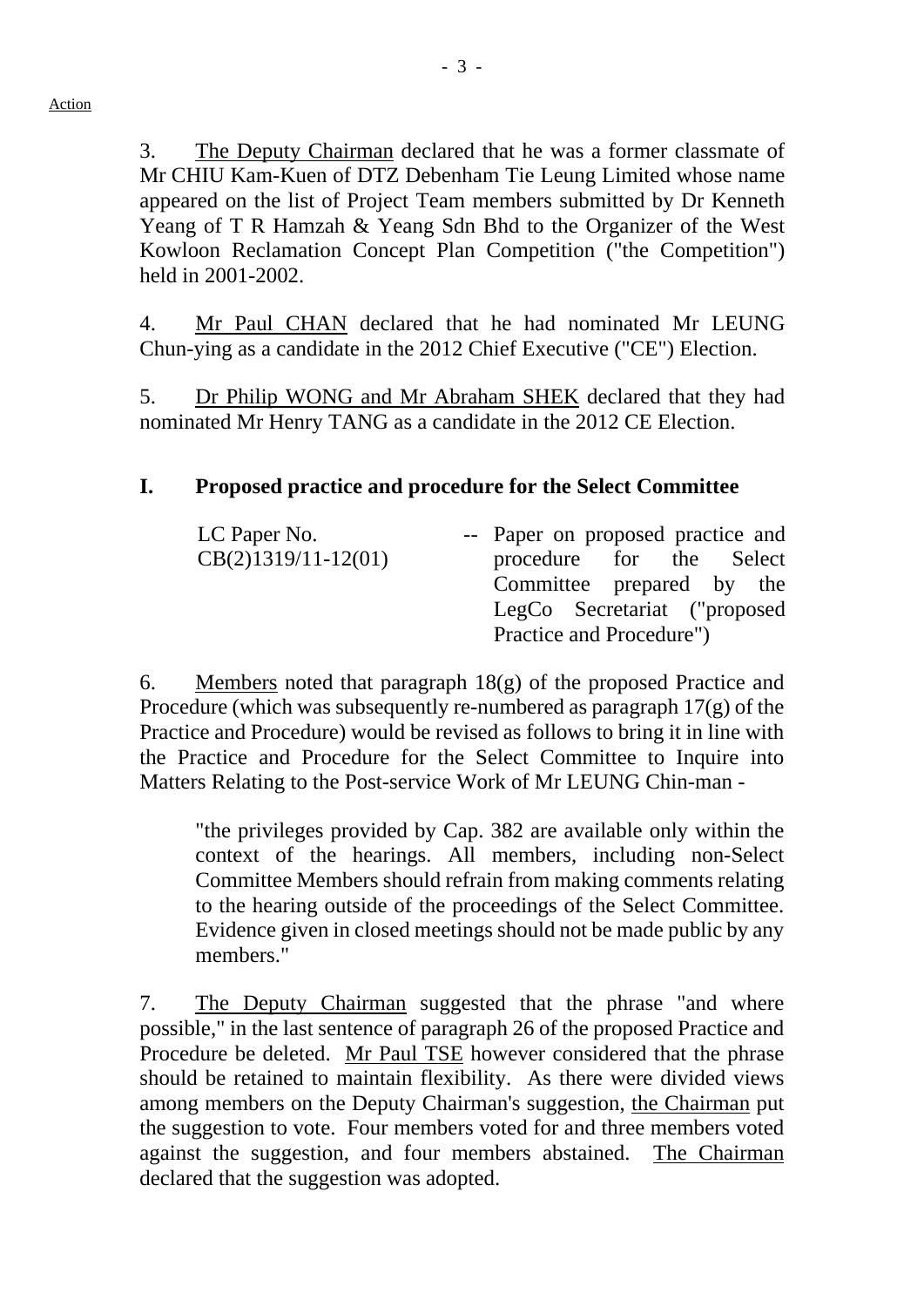Action

3. The Deputy Chairman declared that he was a former classmate of Mr CHIU Kam-Kuen of DTZ Debenham Tie Leung Limited whose name appeared on the list of Project Team members submitted by Dr Kenneth Yeang of T R Hamzah & Yeang Sdn Bhd to the Organizer of the West Kowloon Reclamation Concept Plan Competition ("the Competition") held in 2001-2002.

4. Mr Paul CHAN declared that he had nominated Mr LEUNG Chun-ying as a candidate in the 2012 Chief Executive ("CE") Election.

5. Dr Philip WONG and Mr Abraham SHEK declared that they had nominated Mr Henry TANG as a candidate in the 2012 CE Election.

## I. Proposed practice and procedure for the Select Committee

LC Paper No. CB(2)1319/11-12(01) -- Paper on proposed practice and procedure for the Select Committee prepared by the LegCo Secretariat ("proposed Practice and Procedure")

6. Members noted that paragraph 18(g) of the proposed Practice and Procedure (which was subsequently re-numbered as paragraph 17(g) of the Practice and Procedure) would be revised as follows to bring it in line with the Practice and Procedure for the Select Committee to Inquire into Matters Relating to the Post-service Work of Mr LEUNG Chin-man -

> "the privileges provided by Cap. 382 are available only within the context of the hearings. All members, including non-Select Committee Members should refrain from making comments relating to the hearing outside of the proceedings of the Select Committee. Evidence given in closed meetings should not be made public by any members."

7. The Deputy Chairman suggested that the phrase "and where possible," in the last sentence of paragraph 26 of the proposed Practice and Procedure be deleted. Mr Paul TSE however considered that the phrase should be retained to maintain flexibility. As there were divided views among members on the Deputy Chairman's suggestion, the Chairman put the suggestion to vote. Four members voted for and three members voted against the suggestion, and four members abstained. The Chairman declared that the suggestion was adopted.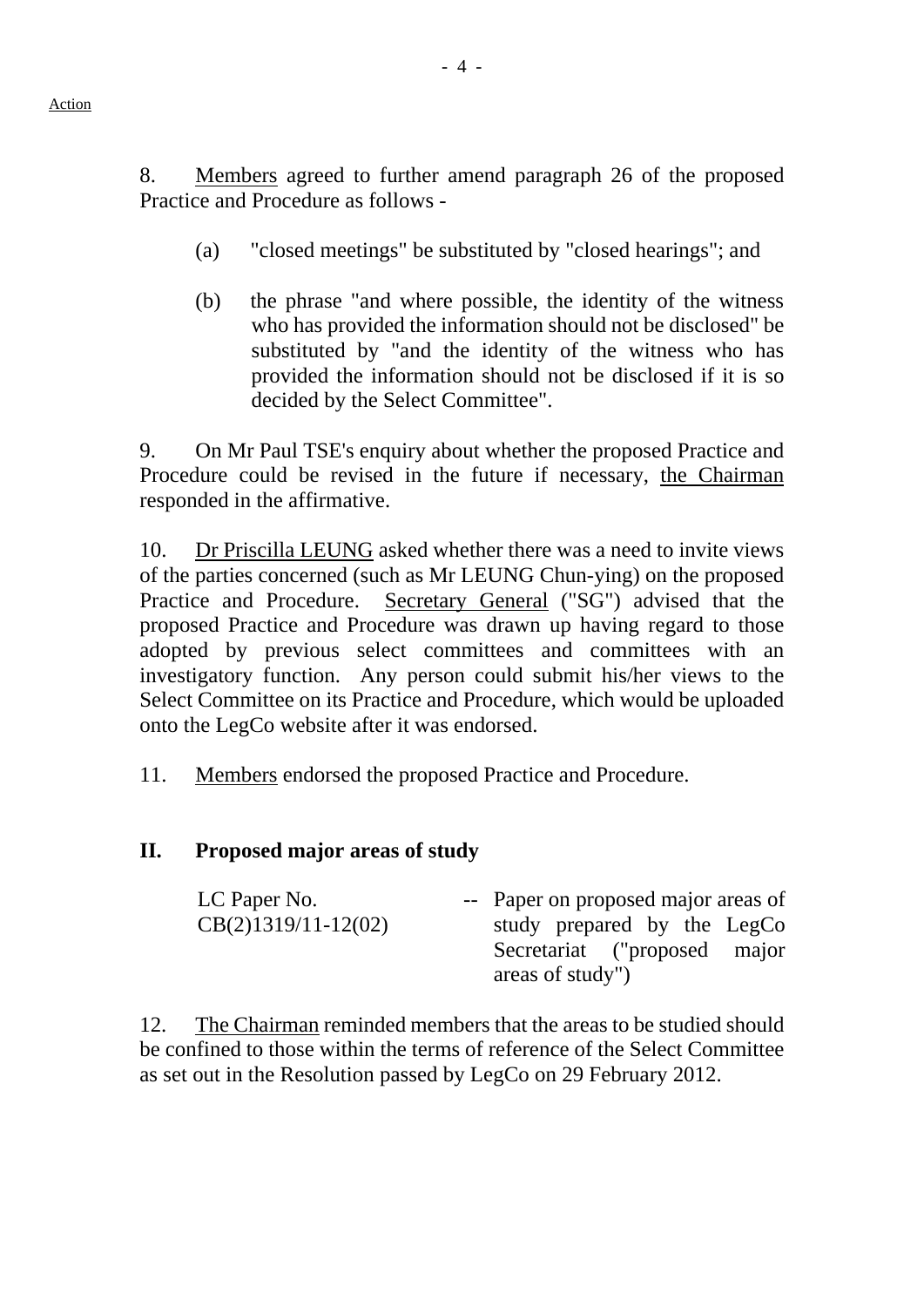Action

8. Members agreed to further amend paragraph 26 of the proposed Practice and Procedure as follows -

(a) "closed meetings" be substituted by "closed hearings"; and

(b) the phrase "and where possible, the identity of the witness who has provided the information should not be disclosed" be substituted by "and the identity of the witness who has provided the information should not be disclosed if it is so decided by the Select Committee".

9. On Mr Paul TSE's enquiry about whether the proposed Practice and Procedure could be revised in the future if necessary, the Chairman responded in the affirmative.

10. Dr Priscilla LEUNG asked whether there was a need to invite views of the parties concerned (such as Mr LEUNG Chun-ying) on the proposed Practice and Procedure. Secretary General ("SG") advised that the proposed Practice and Procedure was drawn up having regard to those adopted by previous select committees and committees with an investigatory function. Any person could submit his/her views to the Select Committee on its Practice and Procedure, which would be uploaded onto the LegCo website after it was endorsed.

11. Members endorsed the proposed Practice and Procedure.

## II. Proposed major areas of study

| | | |
|---|---|---|
| LC Paper No. CB(2)1319/11-12(02) | -- | Paper on proposed major areas of study prepared by the LegCo Secretariat ("proposed major areas of study") |

12. The Chairman reminded members that the areas to be studied should be confined to those within the terms of reference of the Select Committee as set out in the Resolution passed by LegCo on 29 February 2012.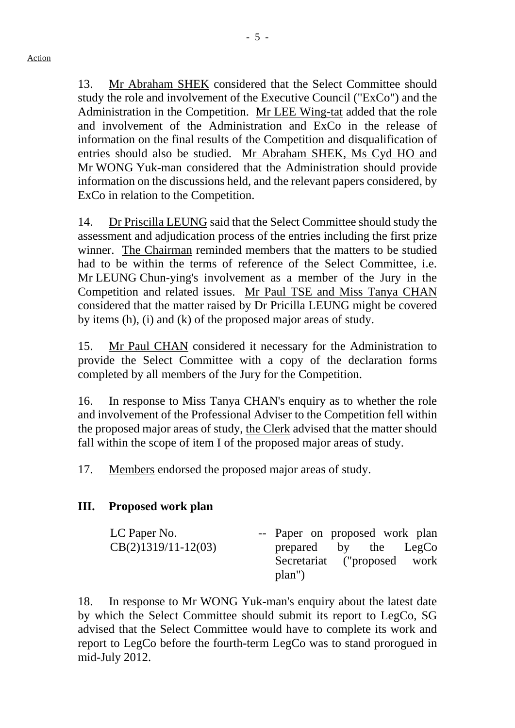Action

13. Mr Abraham SHEK considered that the Select Committee should study the role and involvement of the Executive Council ("ExCo") and the Administration in the Competition. Mr LEE Wing-tat added that the role and involvement of the Administration and ExCo in the release of information on the final results of the Competition and disqualification of entries should also be studied. Mr Abraham SHEK, Ms Cyd HO and Mr WONG Yuk-man considered that the Administration should provide information on the discussions held, and the relevant papers considered, by ExCo in relation to the Competition.

14. Dr Priscilla LEUNG said that the Select Committee should study the assessment and adjudication process of the entries including the first prize winner. The Chairman reminded members that the matters to be studied had to be within the terms of reference of the Select Committee, i.e. Mr LEUNG Chun-ying's involvement as a member of the Jury in the Competition and related issues. Mr Paul TSE and Miss Tanya CHAN considered that the matter raised by Dr Pricilla LEUNG might be covered by items (h), (i) and (k) of the proposed major areas of study.

15. Mr Paul CHAN considered it necessary for the Administration to provide the Select Committee with a copy of the declaration forms completed by all members of the Jury for the Competition.

16. In response to Miss Tanya CHAN's enquiry as to whether the role and involvement of the Professional Adviser to the Competition fell within the proposed major areas of study, the Clerk advised that the matter should fall within the scope of item I of the proposed major areas of study.

17. Members endorsed the proposed major areas of study.

## III. Proposed work plan

| | | |
|---|---|---|
| LC Paper No. CB(2)1319/11-12(03) | -- | Paper on proposed work plan prepared by the LegCo Secretariat ("proposed work plan") |

18. In response to Mr WONG Yuk-man's enquiry about the latest date by which the Select Committee should submit its report to LegCo, SG advised that the Select Committee would have to complete its work and report to LegCo before the fourth-term LegCo was to stand prorogued in mid-July 2012.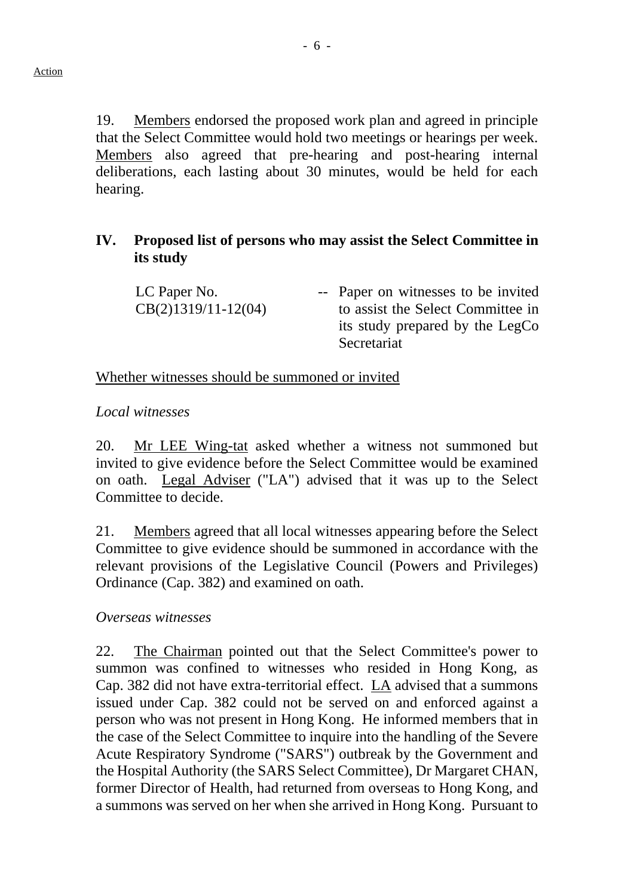Action

19. Members endorsed the proposed work plan and agreed in principle that the Select Committee would hold two meetings or hearings per week. Members also agreed that pre-hearing and post-hearing internal deliberations, each lasting about 30 minutes, would be held for each hearing.

## IV. Proposed list of persons who may assist the Select Committee in its study

| | | |
|---|---|---|
| LC Paper No. CB(2)1319/11-12(04) | -- | Paper on witnesses to be invited to assist the Select Committee in its study prepared by the LegCo Secretariat |

Whether witnesses should be summoned or invited

*Local witnesses*

20. Mr LEE Wing-tat asked whether a witness not summoned but invited to give evidence before the Select Committee would be examined on oath. Legal Adviser ("LA") advised that it was up to the Select Committee to decide.

21. Members agreed that all local witnesses appearing before the Select Committee to give evidence should be summoned in accordance with the relevant provisions of the Legislative Council (Powers and Privileges) Ordinance (Cap. 382) and examined on oath.

*Overseas witnesses*

22. The Chairman pointed out that the Select Committee's power to summon was confined to witnesses who resided in Hong Kong, as Cap. 382 did not have extra-territorial effect. LA advised that a summons issued under Cap. 382 could not be served on and enforced against a person who was not present in Hong Kong. He informed members that in the case of the Select Committee to inquire into the handling of the Severe Acute Respiratory Syndrome ("SARS") outbreak by the Government and the Hospital Authority (the SARS Select Committee), Dr Margaret CHAN, former Director of Health, had returned from overseas to Hong Kong, and a summons was served on her when she arrived in Hong Kong. Pursuant to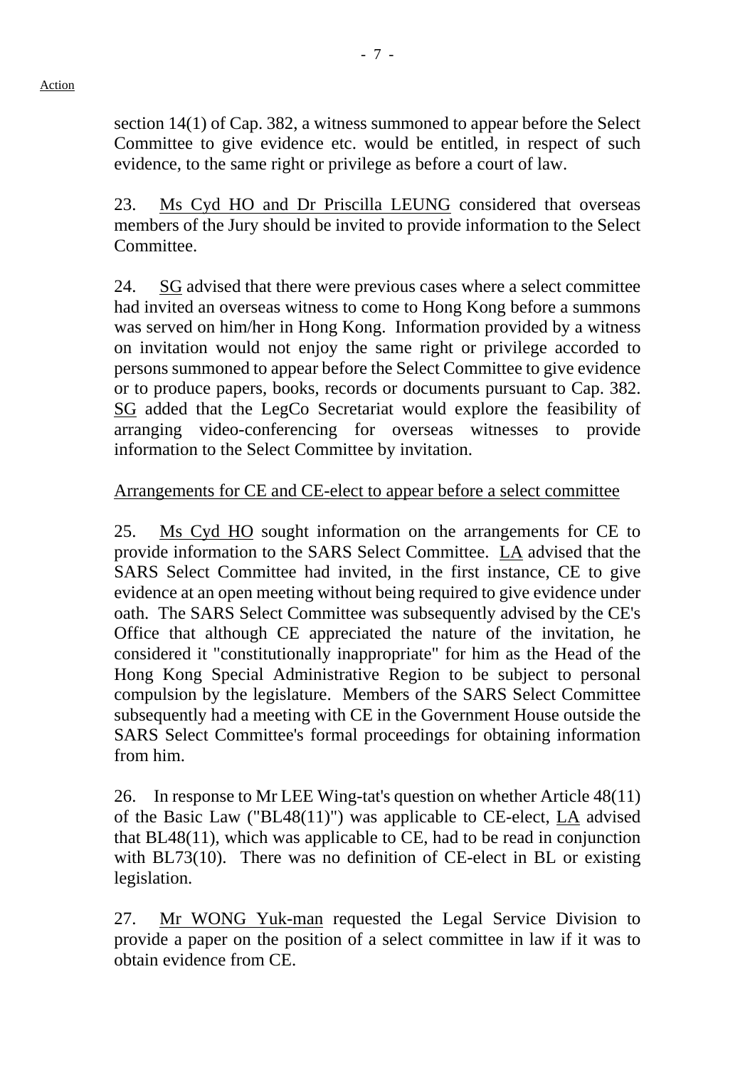section 14(1) of Cap. 382, a witness summoned to appear before the Select Committee to give evidence etc. would be entitled, in respect of such evidence, to the same right or privilege as before a court of law.

23. Ms Cyd HO and Dr Priscilla LEUNG considered that overseas members of the Jury should be invited to provide information to the Select Committee.

24. SG advised that there were previous cases where a select committee had invited an overseas witness to come to Hong Kong before a summons was served on him/her in Hong Kong. Information provided by a witness on invitation would not enjoy the same right or privilege accorded to persons summoned to appear before the Select Committee to give evidence or to produce papers, books, records or documents pursuant to Cap. 382. SG added that the LegCo Secretariat would explore the feasibility of arranging video-conferencing for overseas witnesses to provide information to the Select Committee by invitation.

Arrangements for CE and CE-elect to appear before a select committee

25. Ms Cyd HO sought information on the arrangements for CE to provide information to the SARS Select Committee. LA advised that the SARS Select Committee had invited, in the first instance, CE to give evidence at an open meeting without being required to give evidence under oath. The SARS Select Committee was subsequently advised by the CE's Office that although CE appreciated the nature of the invitation, he considered it "constitutionally inappropriate" for him as the Head of the Hong Kong Special Administrative Region to be subject to personal compulsion by the legislature. Members of the SARS Select Committee subsequently had a meeting with CE in the Government House outside the SARS Select Committee's formal proceedings for obtaining information from him.

26. In response to Mr LEE Wing-tat's question on whether Article 48(11) of the Basic Law ("BL48(11)") was applicable to CE-elect, LA advised that BL48(11), which was applicable to CE, had to be read in conjunction with BL73(10). There was no definition of CE-elect in BL or existing legislation.

27. Mr WONG Yuk-man requested the Legal Service Division to provide a paper on the position of a select committee in law if it was to obtain evidence from CE.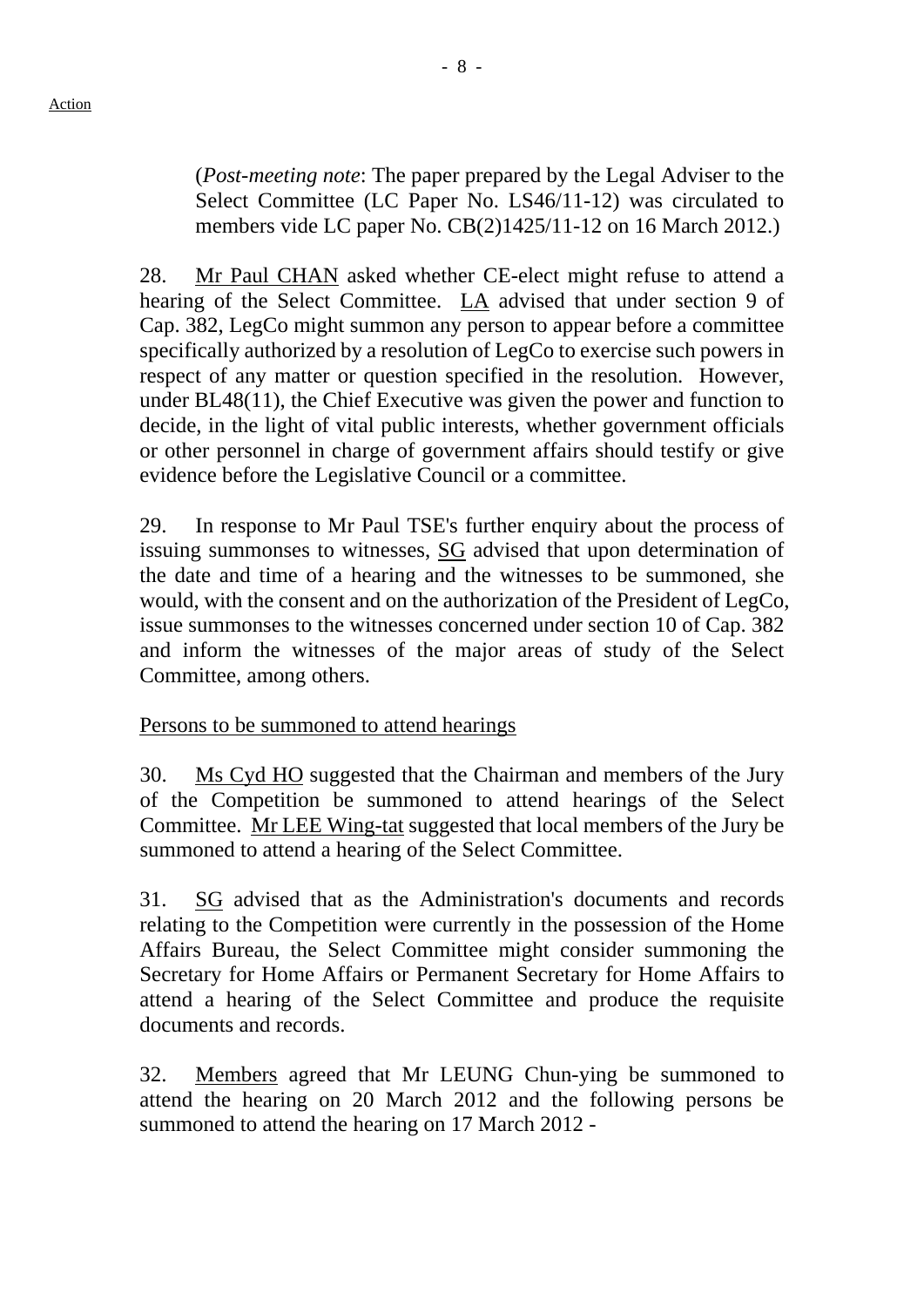(*Post-meeting note*: The paper prepared by the Legal Adviser to the Select Committee (LC Paper No. LS46/11-12) was circulated to members vide LC paper No. CB(2)1425/11-12 on 16 March 2012.)

28. Mr Paul CHAN asked whether CE-elect might refuse to attend a hearing of the Select Committee. LA advised that under section 9 of Cap. 382, LegCo might summon any person to appear before a committee specifically authorized by a resolution of LegCo to exercise such powers in respect of any matter or question specified in the resolution. However, under BL48(11), the Chief Executive was given the power and function to decide, in the light of vital public interests, whether government officials or other personnel in charge of government affairs should testify or give evidence before the Legislative Council or a committee.

29. In response to Mr Paul TSE's further enquiry about the process of issuing summonses to witnesses, SG advised that upon determination of the date and time of a hearing and the witnesses to be summoned, she would, with the consent and on the authorization of the President of LegCo, issue summonses to the witnesses concerned under section 10 of Cap. 382 and inform the witnesses of the major areas of study of the Select Committee, among others.

Persons to be summoned to attend hearings

30. Ms Cyd HO suggested that the Chairman and members of the Jury of the Competition be summoned to attend hearings of the Select Committee. Mr LEE Wing-tat suggested that local members of the Jury be summoned to attend a hearing of the Select Committee.

31. SG advised that as the Administration's documents and records relating to the Competition were currently in the possession of the Home Affairs Bureau, the Select Committee might consider summoning the Secretary for Home Affairs or Permanent Secretary for Home Affairs to attend a hearing of the Select Committee and produce the requisite documents and records.

32. Members agreed that Mr LEUNG Chun-ying be summoned to attend the hearing on 20 March 2012 and the following persons be summoned to attend the hearing on 17 March 2012 -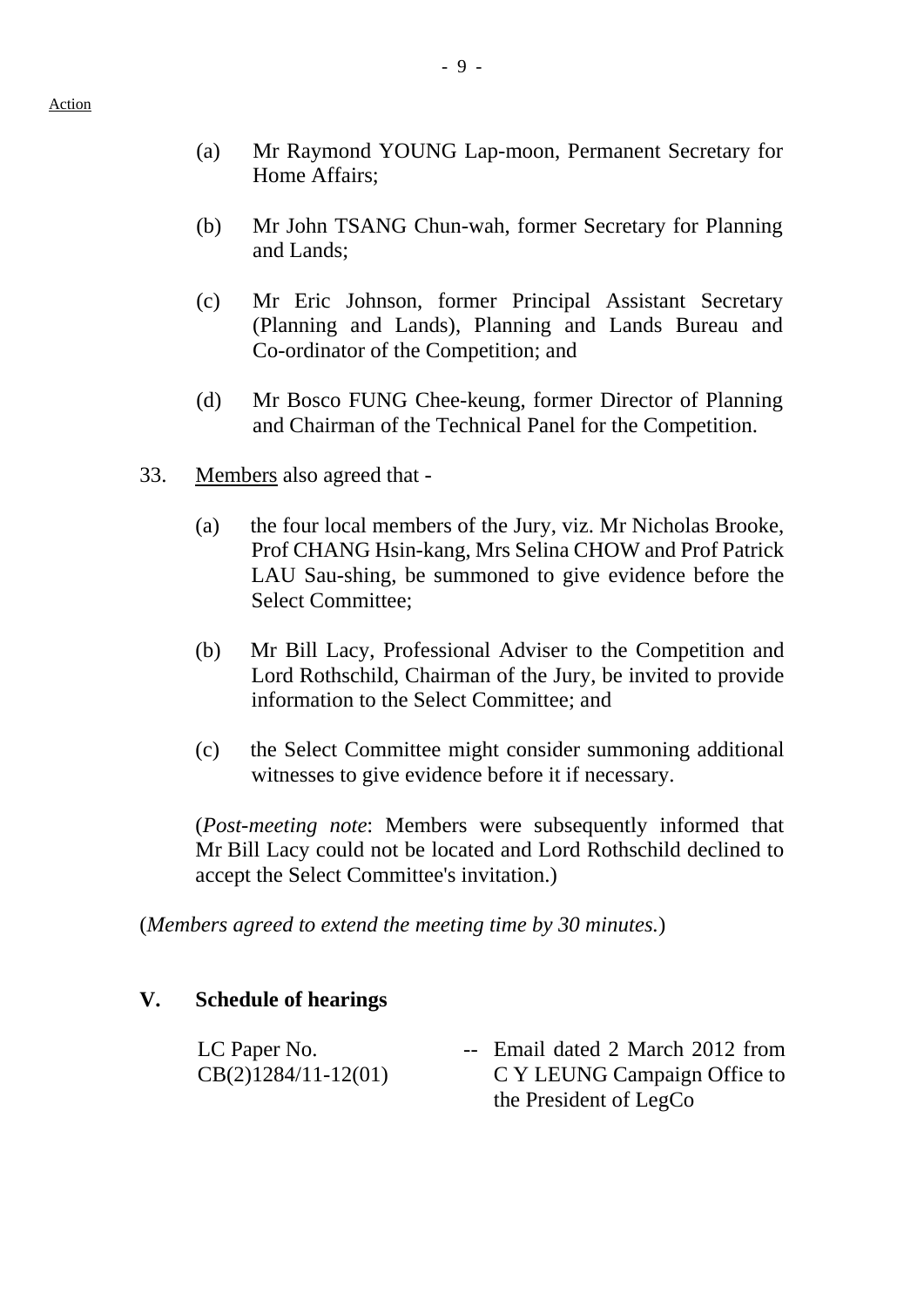Action

(a) Mr Raymond YOUNG Lap-moon, Permanent Secretary for Home Affairs;

(b) Mr John TSANG Chun-wah, former Secretary for Planning and Lands;

(c) Mr Eric Johnson, former Principal Assistant Secretary (Planning and Lands), Planning and Lands Bureau and Co-ordinator of the Competition; and

(d) Mr Bosco FUNG Chee-keung, former Director of Planning and Chairman of the Technical Panel for the Competition.

33. Members also agreed that -

(a) the four local members of the Jury, viz. Mr Nicholas Brooke, Prof CHANG Hsin-kang, Mrs Selina CHOW and Prof Patrick LAU Sau-shing, be summoned to give evidence before the Select Committee;

(b) Mr Bill Lacy, Professional Adviser to the Competition and Lord Rothschild, Chairman of the Jury, be invited to provide information to the Select Committee; and

(c) the Select Committee might consider summoning additional witnesses to give evidence before it if necessary.

(*Post-meeting note*: Members were subsequently informed that Mr Bill Lacy could not be located and Lord Rothschild declined to accept the Select Committee's invitation.)

(*Members agreed to extend the meeting time by 30 minutes.*)

## V. Schedule of hearings

| LC Paper No. CB(2)1284/11-12(01) | -- | Email dated 2 March 2012 from C Y LEUNG Campaign Office to the President of LegCo |
|---|---|---|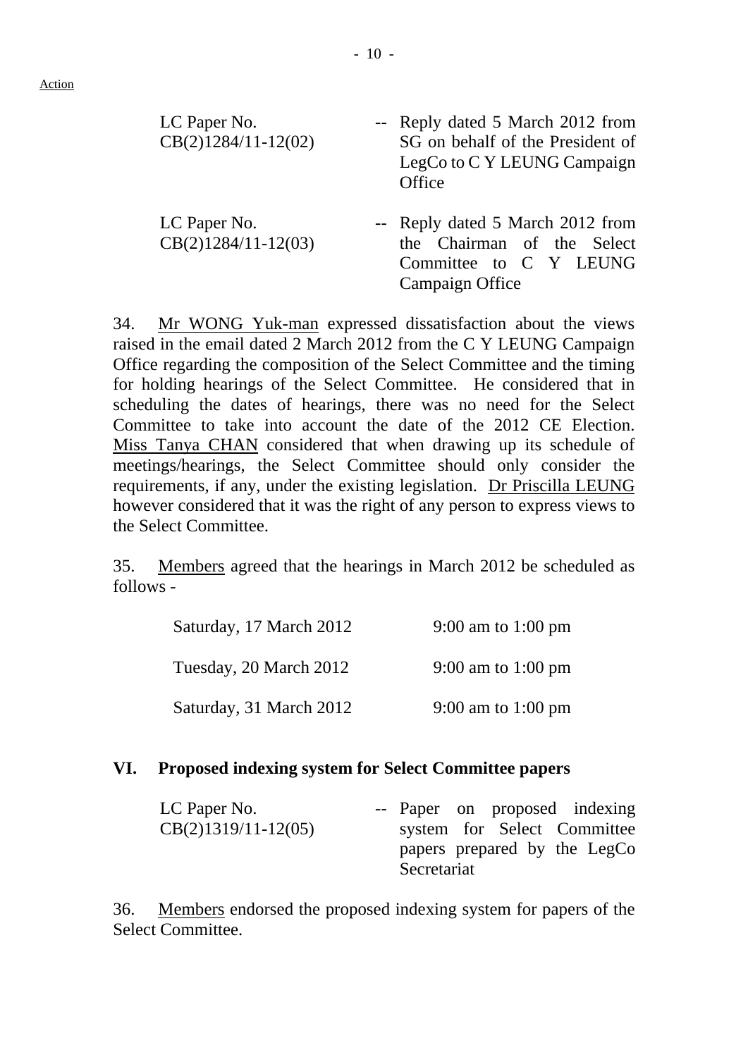Action

| | | |
|---|---|---|
| LC Paper No. CB(2)1284/11-12(02) | -- | Reply dated 5 March 2012 from SG on behalf of the President of LegCo to C Y LEUNG Campaign Office |
| LC Paper No. CB(2)1284/11-12(03) | -- | Reply dated 5 March 2012 from the Chairman of the Select Committee to C Y LEUNG Campaign Office |

34. Mr WONG Yuk-man expressed dissatisfaction about the views raised in the email dated 2 March 2012 from the C Y LEUNG Campaign Office regarding the composition of the Select Committee and the timing for holding hearings of the Select Committee. He considered that in scheduling the dates of hearings, there was no need for the Select Committee to take into account the date of the 2012 CE Election. Miss Tanya CHAN considered that when drawing up its schedule of meetings/hearings, the Select Committee should only consider the requirements, if any, under the existing legislation. Dr Priscilla LEUNG however considered that it was the right of any person to express views to the Select Committee.

35. Members agreed that the hearings in March 2012 be scheduled as follows -

| | |
|---|---|
| Saturday, 17 March 2012 | 9:00 am to 1:00 pm |
| Tuesday, 20 March 2012 | 9:00 am to 1:00 pm |
| Saturday, 31 March 2012 | 9:00 am to 1:00 pm |

## VI. Proposed indexing system for Select Committee papers

| | | |
|---|---|---|
| LC Paper No. CB(2)1319/11-12(05) | -- | Paper on proposed indexing system for Select Committee papers prepared by the LegCo Secretariat |

36. Members endorsed the proposed indexing system for papers of the Select Committee.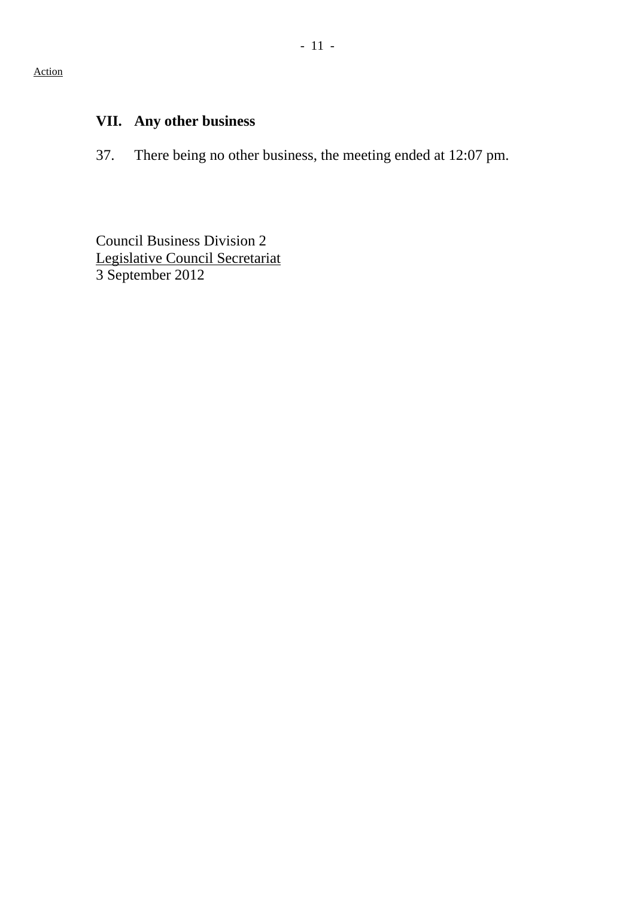Action

## VII. Any other business

37. There being no other business, the meeting ended at 12:07 pm.

Council Business Division 2
Legislative Council Secretariat
3 September 2012